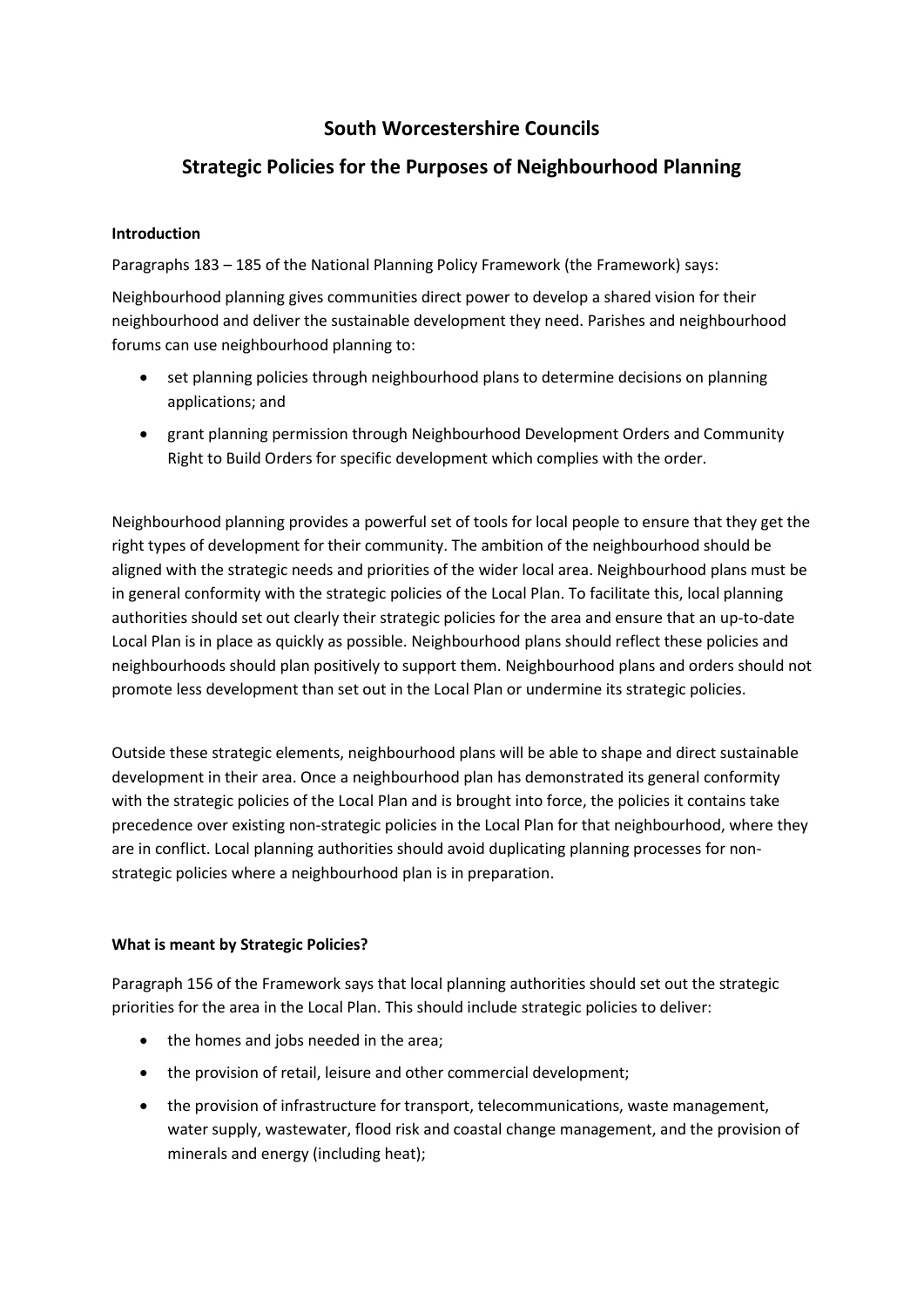# South Worcestershire Councils

# Strategic Policies for the Purposes of Neighbourhood Planning

### Introduction

Paragraphs 183 – 185 of the National Planning Policy Framework (the Framework) says:

Neighbourhood planning gives communities direct power to develop a shared vision for their neighbourhood and deliver the sustainable development they need. Parishes and neighbourhood forums can use neighbourhood planning to:

- set planning policies through neighbourhood plans to determine decisions on planning applications; and
- grant planning permission through Neighbourhood Development Orders and Community Right to Build Orders for specific development which complies with the order.

Neighbourhood planning provides a powerful set of tools for local people to ensure that they get the right types of development for their community. The ambition of the neighbourhood should be aligned with the strategic needs and priorities of the wider local area. Neighbourhood plans must be in general conformity with the strategic policies of the Local Plan. To facilitate this, local planning authorities should set out clearly their strategic policies for the area and ensure that an up-to-date Local Plan is in place as quickly as possible. Neighbourhood plans should reflect these policies and neighbourhoods should plan positively to support them. Neighbourhood plans and orders should not promote less development than set out in the Local Plan or undermine its strategic policies.

Outside these strategic elements, neighbourhood plans will be able to shape and direct sustainable development in their area. Once a neighbourhood plan has demonstrated its general conformity with the strategic policies of the Local Plan and is brought into force, the policies it contains take precedence over existing non-strategic policies in the Local Plan for that neighbourhood, where they are in conflict. Local planning authorities should avoid duplicating planning processes for non-strategic policies where a neighbourhood plan is in preparation.

### What is meant by Strategic Policies?

Paragraph 156 of the Framework says that local planning authorities should set out the strategic priorities for the area in the Local Plan. This should include strategic policies to deliver:

- the homes and jobs needed in the area;
- the provision of retail, leisure and other commercial development;
- the provision of infrastructure for transport, telecommunications, waste management, water supply, wastewater, flood risk and coastal change management, and the provision of minerals and energy (including heat);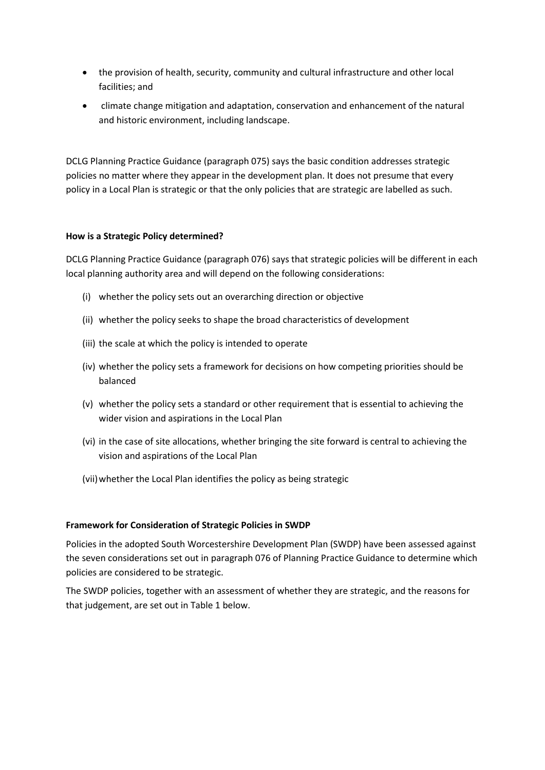- the provision of health, security, community and cultural infrastructure and other local facilities; and
- climate change mitigation and adaptation, conservation and enhancement of the natural and historic environment, including landscape.

DCLG Planning Practice Guidance (paragraph 075) says the basic condition addresses strategic policies no matter where they appear in the development plan. It does not presume that every policy in a Local Plan is strategic or that the only policies that are strategic are labelled as such.

**How is a Strategic Policy determined?**

DCLG Planning Practice Guidance (paragraph 076) says that strategic policies will be different in each local planning authority area and will depend on the following considerations:

(i) whether the policy sets out an overarching direction or objective

(ii) whether the policy seeks to shape the broad characteristics of development

(iii) the scale at which the policy is intended to operate

(iv) whether the policy sets a framework for decisions on how competing priorities should be balanced

(v) whether the policy sets a standard or other requirement that is essential to achieving the wider vision and aspirations in the Local Plan

(vi) in the case of site allocations, whether bringing the site forward is central to achieving the vision and aspirations of the Local Plan

(vii) whether the Local Plan identifies the policy as being strategic

**Framework for Consideration of Strategic Policies in SWDP**

Policies in the adopted South Worcestershire Development Plan (SWDP) have been assessed against the seven considerations set out in paragraph 076 of Planning Practice Guidance to determine which policies are considered to be strategic.

The SWDP policies, together with an assessment of whether they are strategic, and the reasons for that judgement, are set out in Table 1 below.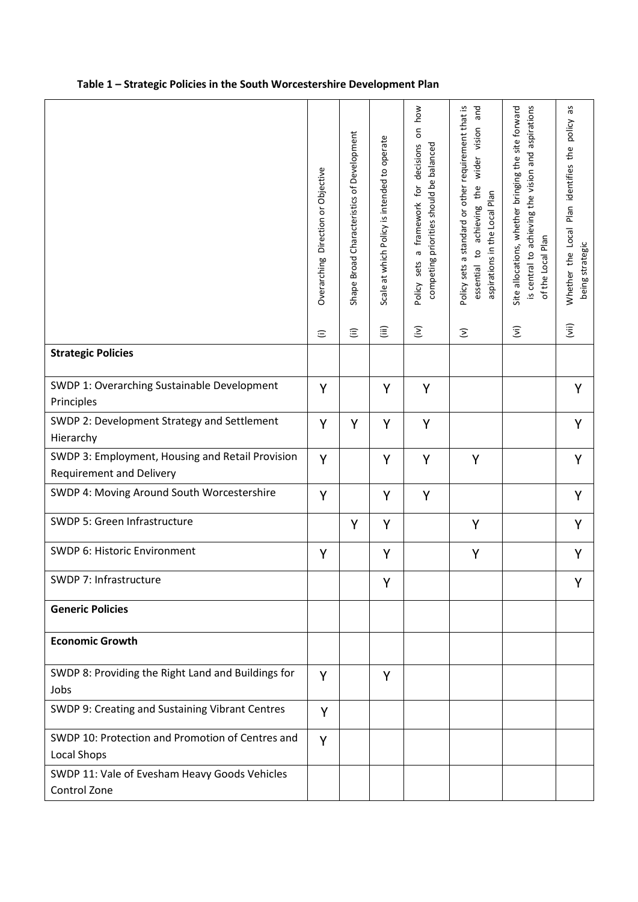**Table 1 – Strategic Policies in the South Worcestershire Development Plan**

| | (i) Overarching Direction or Objective | (ii) Shape Broad Characteristics of Development | (iii) Scale at which Policy is intended to operate | (iv) Policy sets a framework for decisions on how competing priorities should be balanced | (v) Policy sets a standard or other requirement that is essential to achieving the wider vision and aspirations in the Local Plan | (vi) Site allocations, whether bringing the site forward is central to achieving the vision and aspirations of the Local Plan | (vii) Whether the Local Plan identifies the policy as being strategic |
|---|---|---|---|---|---|---|---|
| **Strategic Policies** | | | | | | | |
| SWDP 1: Overarching Sustainable Development Principles | Y | | Y | Y | | | Y |
| SWDP 2: Development Strategy and Settlement Hierarchy | Y | Y | Y | Y | | | Y |
| SWDP 3: Employment, Housing and Retail Provision Requirement and Delivery | Y | | Y | Y | Y | | Y |
| SWDP 4: Moving Around South Worcestershire | Y | | Y | Y | | | Y |
| SWDP 5: Green Infrastructure | | Y | Y | | Y | | Y |
| SWDP 6: Historic Environment | Y | | Y | | Y | | Y |
| SWDP 7: Infrastructure | | | Y | | | | Y |
| **Generic Policies** | | | | | | | |
| **Economic Growth** | | | | | | | |
| SWDP 8: Providing the Right Land and Buildings for Jobs | Y | | Y | | | | |
| SWDP 9: Creating and Sustaining Vibrant Centres | Y | | | | | | |
| SWDP 10: Protection and Promotion of Centres and Local Shops | Y | | | | | | |
| SWDP 11: Vale of Evesham Heavy Goods Vehicles Control Zone | | | | | | | |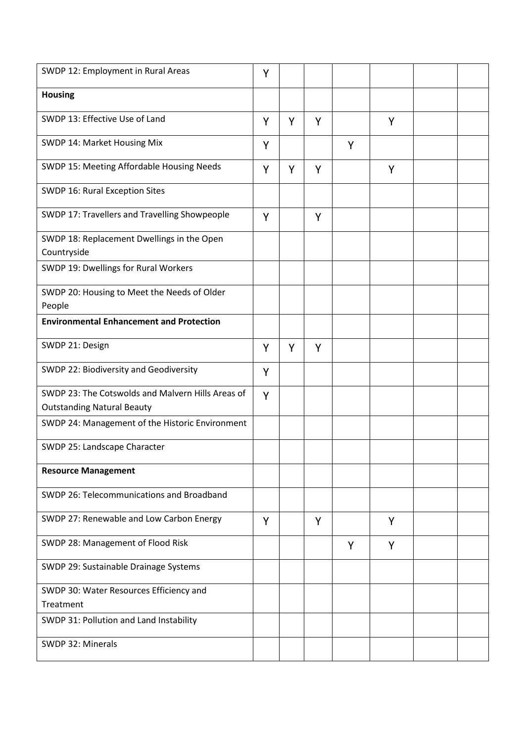| | | | | | | | |
|---|---|---|---|---|---|---|---|
| SWDP 12: Employment in Rural Areas | Y | | | | | | |
| **Housing** | | | | | | | |
| SWDP 13: Effective Use of Land | Y | Y | Y | | Y | | |
| SWDP 14: Market Housing Mix | Y | | | Y | | | |
| SWDP 15: Meeting Affordable Housing Needs | Y | Y | Y | | Y | | |
| SWDP 16: Rural Exception Sites | | | | | | | |
| SWDP 17: Travellers and Travelling Showpeople | Y | | Y | | | | |
| SWDP 18: Replacement Dwellings in the Open Countryside | | | | | | | |
| SWDP 19: Dwellings for Rural Workers | | | | | | | |
| SWDP 20: Housing to Meet the Needs of Older People | | | | | | | |
| **Environmental Enhancement and Protection** | | | | | | | |
| SWDP 21: Design | Y | Y | Y | | | | |
| SWDP 22: Biodiversity and Geodiversity | Y | | | | | | |
| SWDP 23: The Cotswolds and Malvern Hills Areas of Outstanding Natural Beauty | Y | | | | | | |
| SWDP 24: Management of the Historic Environment | | | | | | | |
| SWDP 25: Landscape Character | | | | | | | |
| **Resource Management** | | | | | | | |
| SWDP 26: Telecommunications and Broadband | | | | | | | |
| SWDP 27: Renewable and Low Carbon Energy | Y | | Y | | Y | | |
| SWDP 28: Management of Flood Risk | | | | Y | Y | | |
| SWDP 29: Sustainable Drainage Systems | | | | | | | |
| SWDP 30: Water Resources Efficiency and Treatment | | | | | | | |
| SWDP 31: Pollution and Land Instability | | | | | | | |
| SWDP 32: Minerals | | | | | | | |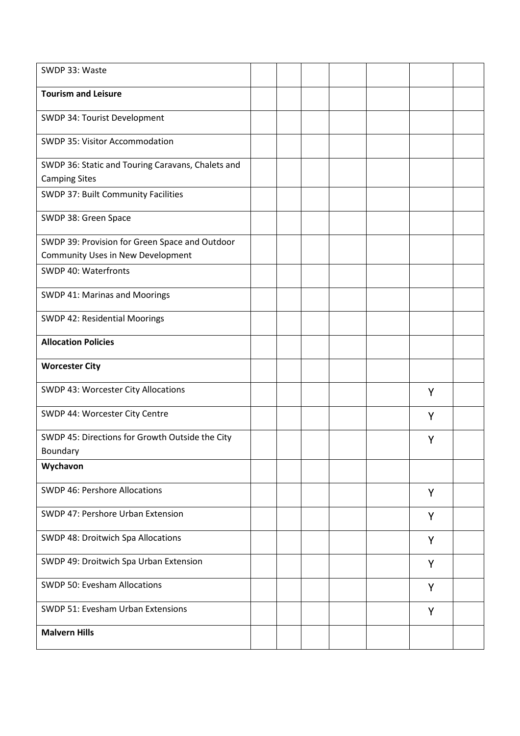| | | | | | | | |
|---|---|---|---|---|---|---|---|
| SWDP 33: Waste | | | | | | | |
| **Tourism and Leisure** | | | | | | | |
| SWDP 34: Tourist Development | | | | | | | |
| SWDP 35: Visitor Accommodation | | | | | | | |
| SWDP 36: Static and Touring Caravans, Chalets and Camping Sites | | | | | | | |
| SWDP 37: Built Community Facilities | | | | | | | |
| SWDP 38: Green Space | | | | | | | |
| SWDP 39: Provision for Green Space and Outdoor Community Uses in New Development | | | | | | | |
| SWDP 40: Waterfronts | | | | | | | |
| SWDP 41: Marinas and Moorings | | | | | | | |
| SWDP 42: Residential Moorings | | | | | | | |
| **Allocation Policies** | | | | | | | |
| **Worcester City** | | | | | | | |
| SWDP 43: Worcester City Allocations | | | | | | Y | |
| SWDP 44: Worcester City Centre | | | | | | Y | |
| SWDP 45: Directions for Growth Outside the City Boundary | | | | | | Y | |
| **Wychavon** | | | | | | | |
| SWDP 46: Pershore Allocations | | | | | | Y | |
| SWDP 47: Pershore Urban Extension | | | | | | Y | |
| SWDP 48: Droitwich Spa Allocations | | | | | | Y | |
| SWDP 49: Droitwich Spa Urban Extension | | | | | | Y | |
| SWDP 50: Evesham Allocations | | | | | | Y | |
| SWDP 51: Evesham Urban Extensions | | | | | | Y | |
| **Malvern Hills** | | | | | | | |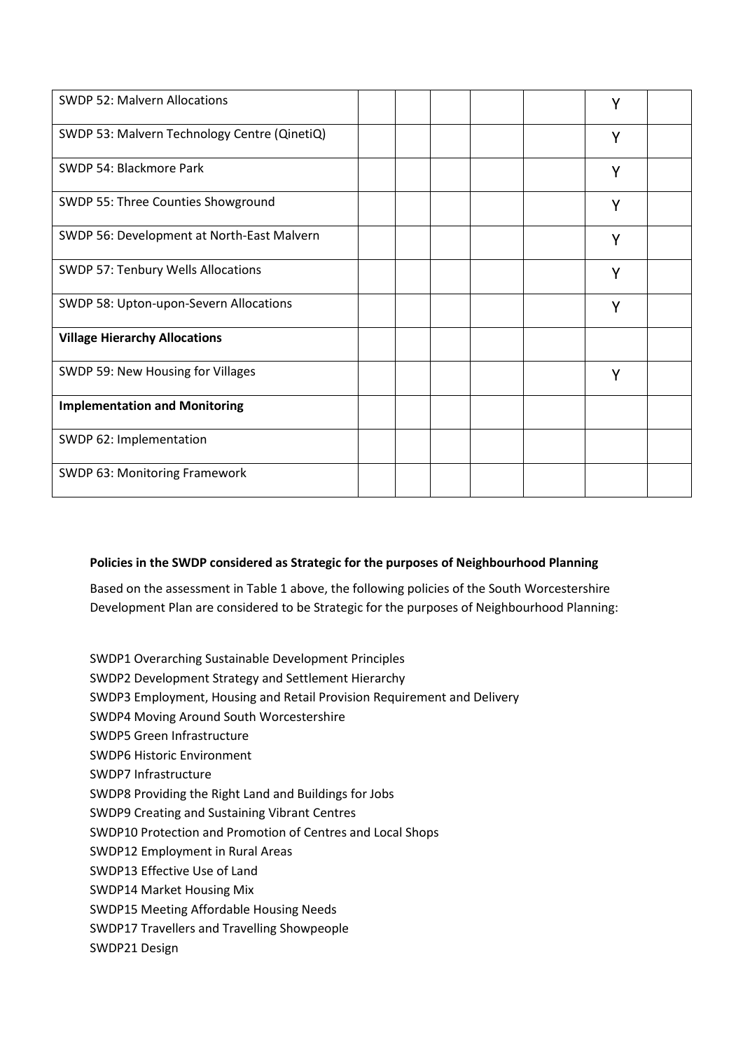| | | | | | | | |
|---|---|---|---|---|---|---|---|
| SWDP 52: Malvern Allocations | | | | | | Y | |
| SWDP 53: Malvern Technology Centre (QinetiQ) | | | | | | Y | |
| SWDP 54: Blackmore Park | | | | | | Y | |
| SWDP 55: Three Counties Showground | | | | | | Y | |
| SWDP 56: Development at North-East Malvern | | | | | | Y | |
| SWDP 57: Tenbury Wells Allocations | | | | | | Y | |
| SWDP 58: Upton-upon-Severn Allocations | | | | | | Y | |
| **Village Hierarchy Allocations** | | | | | | | |
| SWDP 59: New Housing for Villages | | | | | | Y | |
| **Implementation and Monitoring** | | | | | | | |
| SWDP 62: Implementation | | | | | | | |
| SWDP 63: Monitoring Framework | | | | | | | |

**Policies in the SWDP considered as Strategic for the purposes of Neighbourhood Planning**

Based on the assessment in Table 1 above, the following policies of the South Worcestershire Development Plan are considered to be Strategic for the purposes of Neighbourhood Planning:

SWDP1 Overarching Sustainable Development Principles
SWDP2 Development Strategy and Settlement Hierarchy
SWDP3 Employment, Housing and Retail Provision Requirement and Delivery
SWDP4 Moving Around South Worcestershire
SWDP5 Green Infrastructure
SWDP6 Historic Environment
SWDP7 Infrastructure
SWDP8 Providing the Right Land and Buildings for Jobs
SWDP9 Creating and Sustaining Vibrant Centres
SWDP10 Protection and Promotion of Centres and Local Shops
SWDP12 Employment in Rural Areas
SWDP13 Effective Use of Land
SWDP14 Market Housing Mix
SWDP15 Meeting Affordable Housing Needs
SWDP17 Travellers and Travelling Showpeople
SWDP21 Design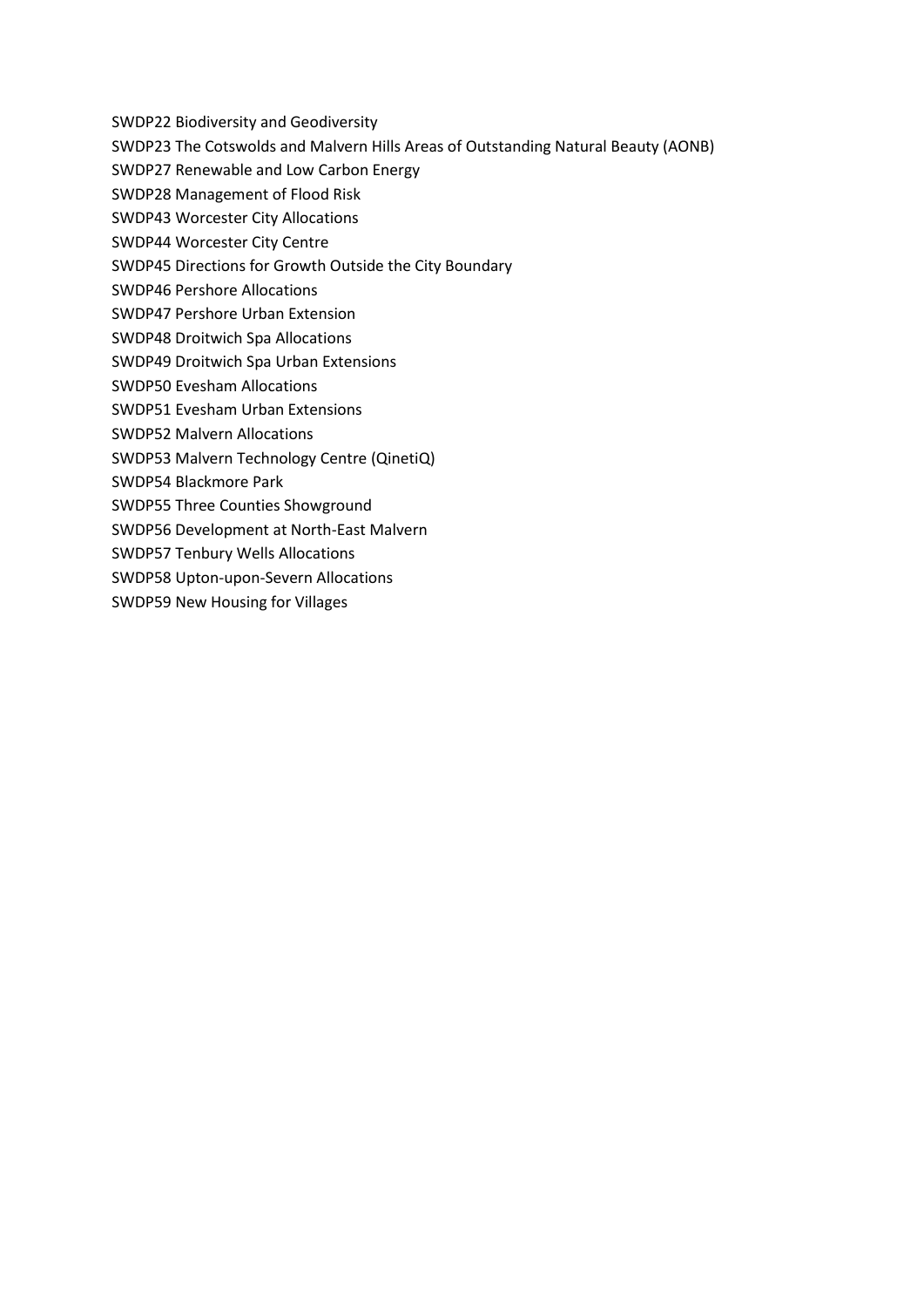SWDP22 Biodiversity and Geodiversity

SWDP23 The Cotswolds and Malvern Hills Areas of Outstanding Natural Beauty (AONB)

SWDP27 Renewable and Low Carbon Energy

SWDP28 Management of Flood Risk

SWDP43 Worcester City Allocations

SWDP44 Worcester City Centre

SWDP45 Directions for Growth Outside the City Boundary

SWDP46 Pershore Allocations

SWDP47 Pershore Urban Extension

SWDP48 Droitwich Spa Allocations

SWDP49 Droitwich Spa Urban Extensions

SWDP50 Evesham Allocations

SWDP51 Evesham Urban Extensions

SWDP52 Malvern Allocations

SWDP53 Malvern Technology Centre (QinetiQ)

SWDP54 Blackmore Park

SWDP55 Three Counties Showground

SWDP56 Development at North-East Malvern

SWDP57 Tenbury Wells Allocations

SWDP58 Upton-upon-Severn Allocations

SWDP59 New Housing for Villages